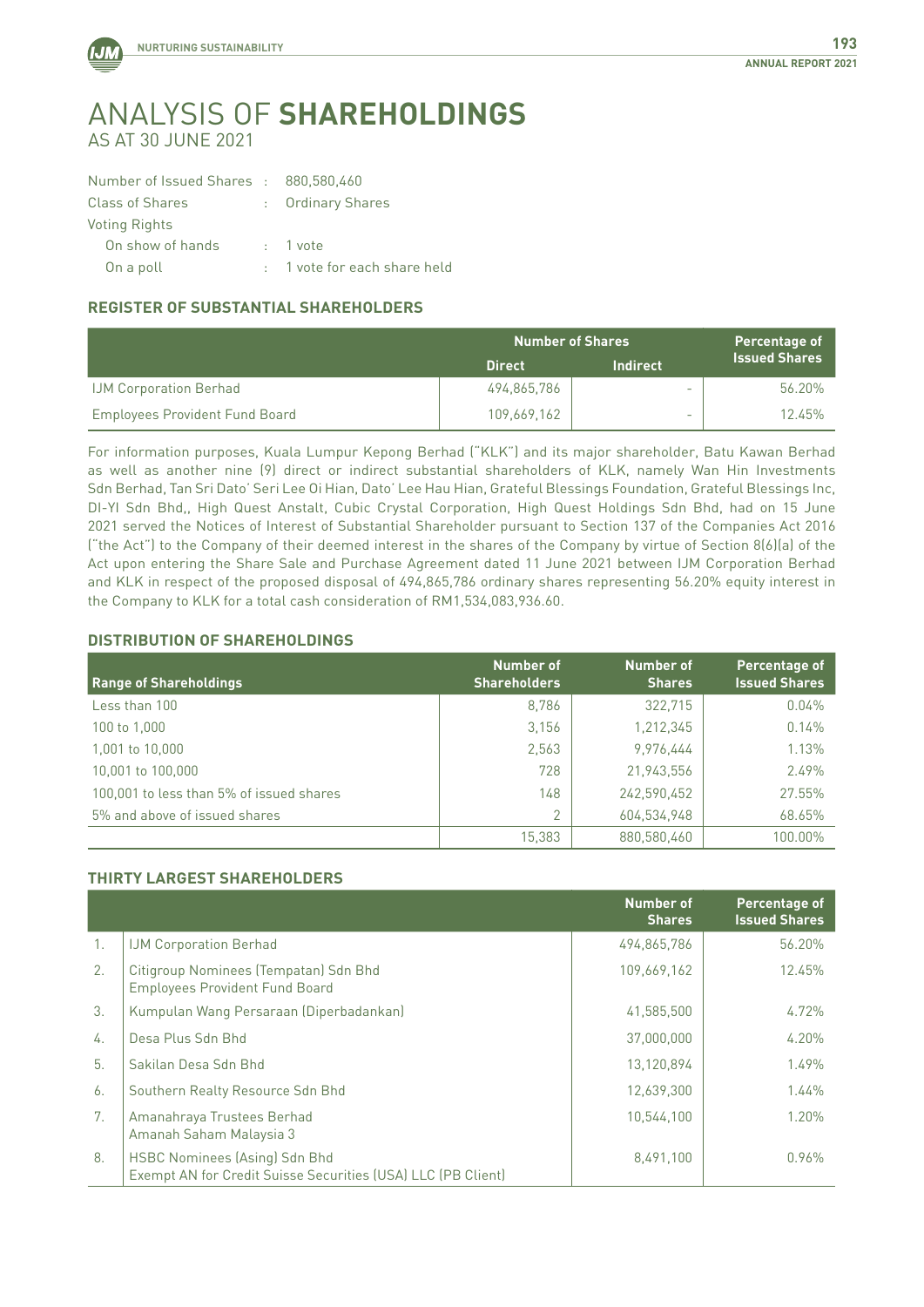# ANALYSIS OF **SHAREHOLDINGS**

AS AT 30 JUNE 2021

Number of Issued Shares : 880,580,460
Class of Shares : Ordinary Shares
Voting Rights
On show of hands : 1 vote
On a poll : 1 vote for each share held

## REGISTER OF SUBSTANTIAL SHAREHOLDERS

| | Number of Shares | | Percentage of Issued Shares |
|---|---|---|---|
| | Direct | Indirect | |
| IJM Corporation Berhad | 494,865,786 | - | 56.20% |
| Employees Provident Fund Board | 109,669,162 | - | 12.45% |

For information purposes, Kuala Lumpur Kepong Berhad ("KLK") and its major shareholder, Batu Kawan Berhad as well as another nine (9) direct or indirect substantial shareholders of KLK, namely Wan Hin Investments Sdn Berhad, Tan Sri Dato' Seri Lee Oi Hian, Dato' Lee Hau Hian, Grateful Blessings Foundation, Grateful Blessings Inc, DI-YI Sdn Bhd,, High Quest Anstalt, Cubic Crystal Corporation, High Quest Holdings Sdn Bhd, had on 15 June 2021 served the Notices of Interest of Substantial Shareholder pursuant to Section 137 of the Companies Act 2016 ("the Act") to the Company of their deemed interest in the shares of the Company by virtue of Section 8(6)(a) of the Act upon entering the Share Sale and Purchase Agreement dated 11 June 2021 between IJM Corporation Berhad and KLK in respect of the proposed disposal of 494,865,786 ordinary shares representing 56.20% equity interest in the Company to KLK for a total cash consideration of RM1,534,083,936.60.

## DISTRIBUTION OF SHAREHOLDINGS

| Range of Shareholdings | Number of Shareholders | Number of Shares | Percentage of Issued Shares |
|---|---|---|---|
| Less than 100 | 8,786 | 322,715 | 0.04% |
| 100 to 1,000 | 3,156 | 1,212,345 | 0.14% |
| 1,001 to 10,000 | 2,563 | 9,976,444 | 1.13% |
| 10,001 to 100,000 | 728 | 21,943,556 | 2.49% |
| 100,001 to less than 5% of issued shares | 148 | 242,590,452 | 27.55% |
| 5% and above of issued shares | 2 | 604,534,948 | 68.65% |
| | 15,383 | 880,580,460 | 100.00% |

## THIRTY LARGEST SHAREHOLDERS

| | | Number of Shares | Percentage of Issued Shares |
|---|---|---|---|
| 1. | IJM Corporation Berhad | 494,865,786 | 56.20% |
| 2. | Citigroup Nominees (Tempatan) Sdn Bhd<br>Employees Provident Fund Board | 109,669,162 | 12.45% |
| 3. | Kumpulan Wang Persaraan (Diperbadankan) | 41,585,500 | 4.72% |
| 4. | Desa Plus Sdn Bhd | 37,000,000 | 4.20% |
| 5. | Sakilan Desa Sdn Bhd | 13,120,894 | 1.49% |
| 6. | Southern Realty Resource Sdn Bhd | 12,639,300 | 1.44% |
| 7. | Amanahraya Trustees Berhad<br>Amanah Saham Malaysia 3 | 10,544,100 | 1.20% |
| 8. | HSBC Nominees (Asing) Sdn Bhd<br>Exempt AN for Credit Suisse Securities (USA) LLC (PB Client) | 8,491,100 | 0.96% |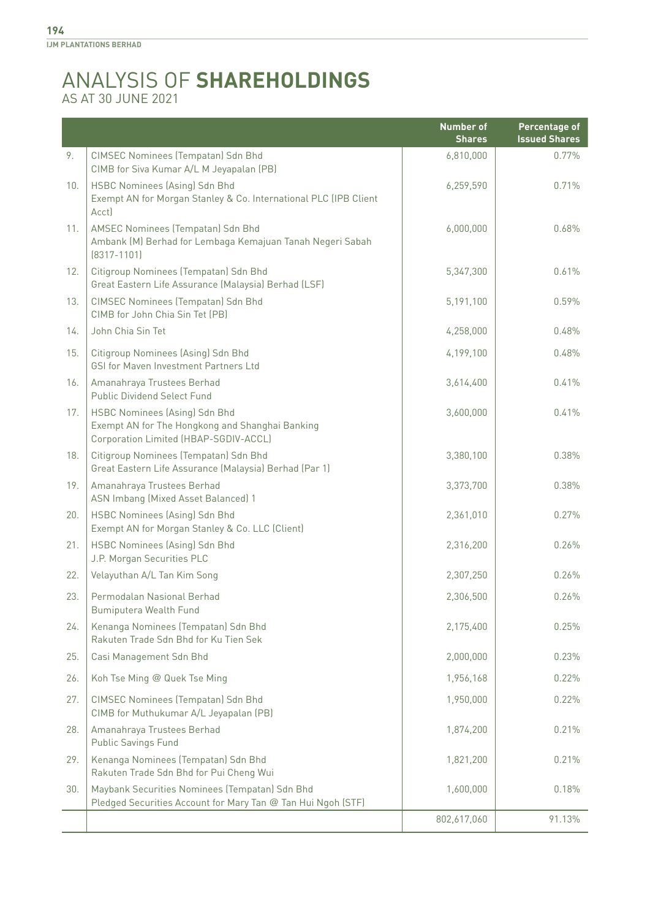# ANALYSIS OF **SHAREHOLDINGS**

AS AT 30 JUNE 2021

| | | Number of Shares | Percentage of Issued Shares |
|---|---|---|---|
| 9. | CIMSEC Nominees (Tempatan) Sdn Bhd<br>CIMB for Siva Kumar A/L M Jeyapalan (PB) | 6,810,000 | 0.77% |
| 10. | HSBC Nominees (Asing) Sdn Bhd<br>Exempt AN for Morgan Stanley & Co. International PLC (IPB Client Acct) | 6,259,590 | 0.71% |
| 11. | AMSEC Nominees (Tempatan) Sdn Bhd<br>Ambank (M) Berhad for Lembaga Kemajuan Tanah Negeri Sabah (8317-1101) | 6,000,000 | 0.68% |
| 12. | Citigroup Nominees (Tempatan) Sdn Bhd<br>Great Eastern Life Assurance (Malaysia) Berhad (LSF) | 5,347,300 | 0.61% |
| 13. | CIMSEC Nominees (Tempatan) Sdn Bhd<br>CIMB for John Chia Sin Tet (PB) | 5,191,100 | 0.59% |
| 14. | John Chia Sin Tet | 4,258,000 | 0.48% |
| 15. | Citigroup Nominees (Asing) Sdn Bhd<br>GSI for Maven Investment Partners Ltd | 4,199,100 | 0.48% |
| 16. | Amanahraya Trustees Berhad<br>Public Dividend Select Fund | 3,614,400 | 0.41% |
| 17. | HSBC Nominees (Asing) Sdn Bhd<br>Exempt AN for The Hongkong and Shanghai Banking Corporation Limited (HBAP-SGDIV-ACCL) | 3,600,000 | 0.41% |
| 18. | Citigroup Nominees (Tempatan) Sdn Bhd<br>Great Eastern Life Assurance (Malaysia) Berhad (Par 1) | 3,380,100 | 0.38% |
| 19. | Amanahraya Trustees Berhad<br>ASN Imbang (Mixed Asset Balanced) 1 | 3,373,700 | 0.38% |
| 20. | HSBC Nominees (Asing) Sdn Bhd<br>Exempt AN for Morgan Stanley & Co. LLC (Client) | 2,361,010 | 0.27% |
| 21. | HSBC Nominees (Asing) Sdn Bhd<br>J.P. Morgan Securities PLC | 2,316,200 | 0.26% |
| 22. | Velayuthan A/L Tan Kim Song | 2,307,250 | 0.26% |
| 23. | Permodalan Nasional Berhad<br>Bumiputera Wealth Fund | 2,306,500 | 0.26% |
| 24. | Kenanga Nominees (Tempatan) Sdn Bhd<br>Rakuten Trade Sdn Bhd for Ku Tien Sek | 2,175,400 | 0.25% |
| 25. | Casi Management Sdn Bhd | 2,000,000 | 0.23% |
| 26. | Koh Tse Ming @ Quek Tse Ming | 1,956,168 | 0.22% |
| 27. | CIMSEC Nominees (Tempatan) Sdn Bhd<br>CIMB for Muthukumar A/L Jeyapalan (PB) | 1,950,000 | 0.22% |
| 28. | Amanahraya Trustees Berhad<br>Public Savings Fund | 1,874,200 | 0.21% |
| 29. | Kenanga Nominees (Tempatan) Sdn Bhd<br>Rakuten Trade Sdn Bhd for Pui Cheng Wui | 1,821,200 | 0.21% |
| 30. | Maybank Securities Nominees (Tempatan) Sdn Bhd<br>Pledged Securities Account for Mary Tan @ Tan Hui Ngoh (STF) | 1,600,000 | 0.18% |
| | | 802,617,060 | 91.13% |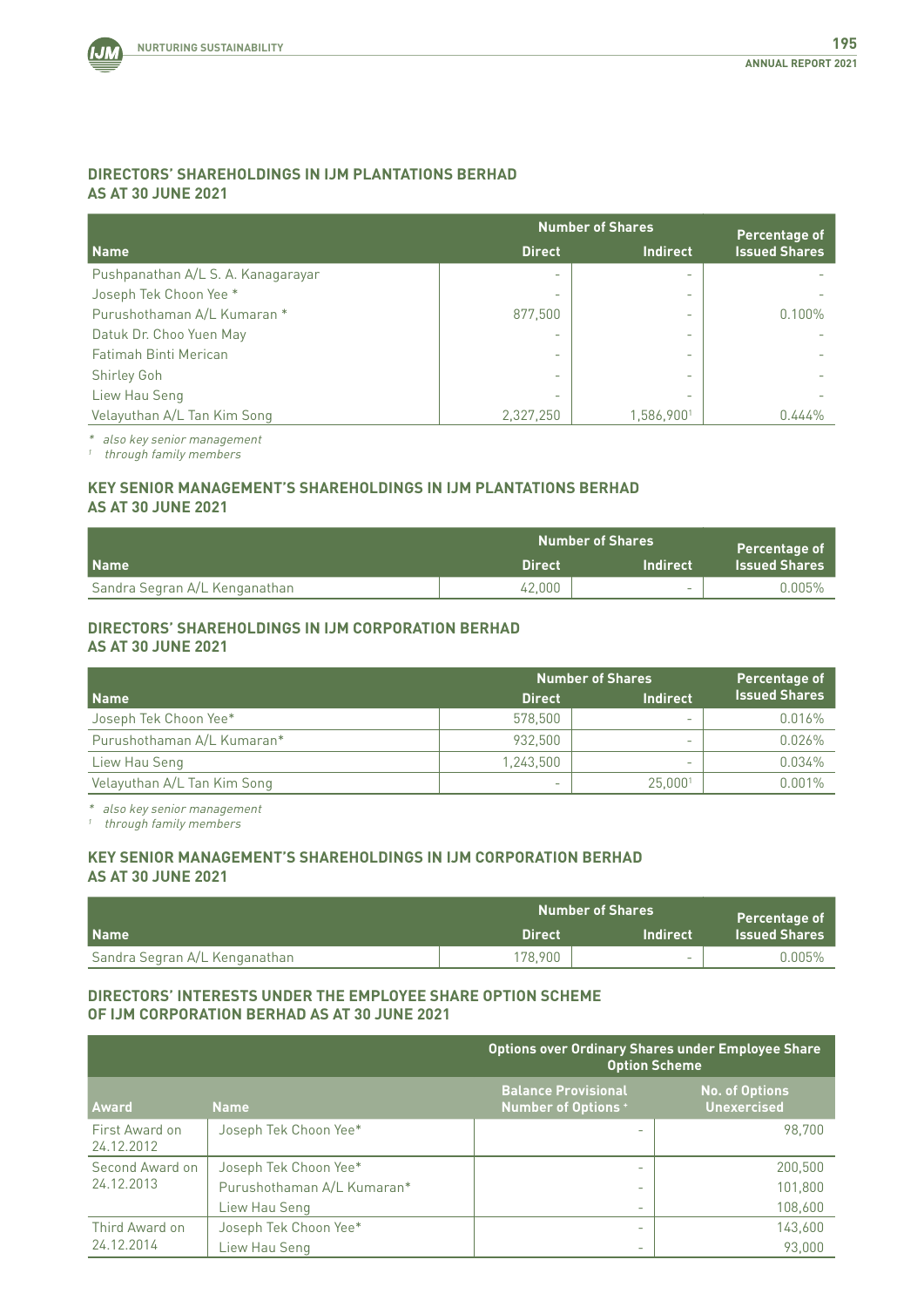## DIRECTORS' SHAREHOLDINGS IN IJM PLANTATIONS BERHAD AS AT 30 JUNE 2021

| Name | Number of Shares | | Percentage of Issued Shares |
|---|---|---|---|
| | Direct | Indirect | |
| Pushpanathan A/L S. A. Kanagarayar | - | - | - |
| Joseph Tek Choon Yee * | - | - | - |
| Purushothaman A/L Kumaran * | 877,500 | - | 0.100% |
| Datuk Dr. Choo Yuen May | - | - | - |
| Fatimah Binti Merican | - | - | - |
| Shirley Goh | - | - | - |
| Liew Hau Seng | - | - | - |
| Velayuthan A/L Tan Kim Song | 2,327,250 | 1,586,900[1] | 0.444% |

\* *also key senior management*
[1] *through family members*

## KEY SENIOR MANAGEMENT'S SHAREHOLDINGS IN IJM PLANTATIONS BERHAD AS AT 30 JUNE 2021

| Name | Number of Shares | | Percentage of Issued Shares |
|---|---|---|---|
| | Direct | Indirect | |
| Sandra Segran A/L Kenganathan | 42,000 | - | 0.005% |

## DIRECTORS' SHAREHOLDINGS IN IJM CORPORATION BERHAD AS AT 30 JUNE 2021

| Name | Number of Shares | | Percentage of Issued Shares |
|---|---|---|---|
| | Direct | Indirect | |
| Joseph Tek Choon Yee* | 578,500 | - | 0.016% |
| Purushothaman A/L Kumaran* | 932,500 | - | 0.026% |
| Liew Hau Seng | 1,243,500 | - | 0.034% |
| Velayuthan A/L Tan Kim Song | - | 25,000[1] | 0.001% |

\* *also key senior management*
[1] *through family members*

## KEY SENIOR MANAGEMENT'S SHAREHOLDINGS IN IJM CORPORATION BERHAD AS AT 30 JUNE 2021

| Name | Number of Shares | | Percentage of Issued Shares |
|---|---|---|---|
| | Direct | Indirect | |
| Sandra Segran A/L Kenganathan | 178,900 | - | 0.005% |

## DIRECTORS' INTERESTS UNDER THE EMPLOYEE SHARE OPTION SCHEME OF IJM CORPORATION BERHAD AS AT 30 JUNE 2021

| | | Options over Ordinary Shares under Employee Share Option Scheme | |
|---|---|---|---|
| Award | Name | Balance Provisional Number of Options + | No. of Options Unexercised |
| First Award on 24.12.2012 | Joseph Tek Choon Yee* | - | 98,700 |
| Second Award on 24.12.2013 | Joseph Tek Choon Yee* | - | 200,500 |
| | Purushothaman A/L Kumaran* | - | 101,800 |
| | Liew Hau Seng | - | 108,600 |
| Third Award on 24.12.2014 | Joseph Tek Choon Yee* | - | 143,600 |
| | Liew Hau Seng | - | 93,000 |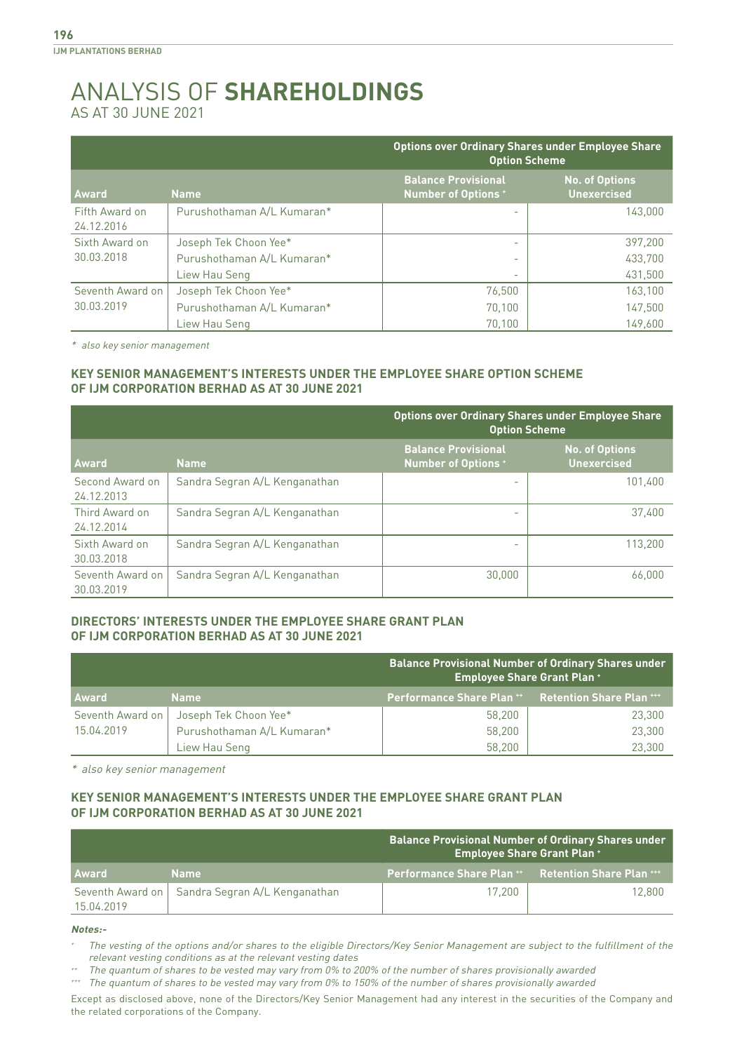# ANALYSIS OF **SHAREHOLDINGS**
AS AT 30 JUNE 2021

| | | Options over Ordinary Shares under Employee Share Option Scheme | |
|---|---|---|---|
| **Award** | **Name** | **Balance Provisional Number of Options +** | **No. of Options Unexercised** |
| Fifth Award on 24.12.2016 | Purushothaman A/L Kumaran* | - | 143,000 |
| Sixth Award on 30.03.2018 | Joseph Tek Choon Yee* | - | 397,200 |
| | Purushothaman A/L Kumaran* | - | 433,700 |
| | Liew Hau Seng | - | 431,500 |
| Seventh Award on 30.03.2019 | Joseph Tek Choon Yee* | 76,500 | 163,100 |
| | Purushothaman A/L Kumaran* | 70,100 | 147,500 |
| | Liew Hau Seng | 70,100 | 149,600 |

*\* also key senior management*

### KEY SENIOR MANAGEMENT'S INTERESTS UNDER THE EMPLOYEE SHARE OPTION SCHEME OF IJM CORPORATION BERHAD AS AT 30 JUNE 2021

| | | Options over Ordinary Shares under Employee Share Option Scheme | |
|---|---|---|---|
| **Award** | **Name** | **Balance Provisional Number of Options +** | **No. of Options Unexercised** |
| Second Award on 24.12.2013 | Sandra Segran A/L Kenganathan | - | 101,400 |
| Third Award on 24.12.2014 | Sandra Segran A/L Kenganathan | - | 37,400 |
| Sixth Award on 30.03.2018 | Sandra Segran A/L Kenganathan | - | 113,200 |
| Seventh Award on 30.03.2019 | Sandra Segran A/L Kenganathan | 30,000 | 66,000 |

### DIRECTORS' INTERESTS UNDER THE EMPLOYEE SHARE GRANT PLAN OF IJM CORPORATION BERHAD AS AT 30 JUNE 2021

| | | Balance Provisional Number of Ordinary Shares under Employee Share Grant Plan + | |
|---|---|---|---|
| **Award** | **Name** | **Performance Share Plan ++** | **Retention Share Plan +++** |
| Seventh Award on 15.04.2019 | Joseph Tek Choon Yee* | 58,200 | 23,300 |
| | Purushothaman A/L Kumaran* | 58,200 | 23,300 |
| | Liew Hau Seng | 58,200 | 23,300 |

*\* also key senior management*

### KEY SENIOR MANAGEMENT'S INTERESTS UNDER THE EMPLOYEE SHARE GRANT PLAN OF IJM CORPORATION BERHAD AS AT 30 JUNE 2021

| | | Balance Provisional Number of Ordinary Shares under Employee Share Grant Plan + | |
|---|---|---|---|
| **Award** | **Name** | **Performance Share Plan ++** | **Retention Share Plan +++** |
| Seventh Award on 15.04.2019 | Sandra Segran A/L Kenganathan | 17,200 | 12,800 |

***Notes:-***

+ *The vesting of the options and/or shares to the eligible Directors/Key Senior Management are subject to the fulfillment of the relevant vesting conditions as at the relevant vesting dates*

++ *The quantum of shares to be vested may vary from 0% to 200% of the number of shares provisionally awarded*

+++ *The quantum of shares to be vested may vary from 0% to 150% of the number of shares provisionally awarded*

Except as disclosed above, none of the Directors/Key Senior Management had any interest in the securities of the Company and the related corporations of the Company.